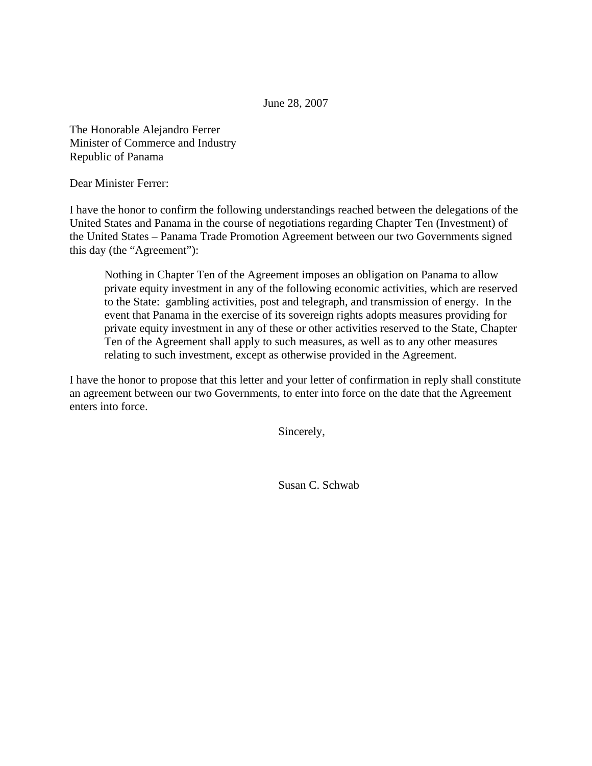June 28, 2007

The Honorable Alejandro Ferrer
Minister of Commerce and Industry
Republic of Panama

Dear Minister Ferrer:

I have the honor to confirm the following understandings reached between the delegations of the United States and Panama in the course of negotiations regarding Chapter Ten (Investment) of the United States – Panama Trade Promotion Agreement between our two Governments signed this day (the "Agreement"):

> Nothing in Chapter Ten of the Agreement imposes an obligation on Panama to allow private equity investment in any of the following economic activities, which are reserved to the State: gambling activities, post and telegraph, and transmission of energy. In the event that Panama in the exercise of its sovereign rights adopts measures providing for private equity investment in any of these or other activities reserved to the State, Chapter Ten of the Agreement shall apply to such measures, as well as to any other measures relating to such investment, except as otherwise provided in the Agreement.

I have the honor to propose that this letter and your letter of confirmation in reply shall constitute an agreement between our two Governments, to enter into force on the date that the Agreement enters into force.

Sincerely,

Susan C. Schwab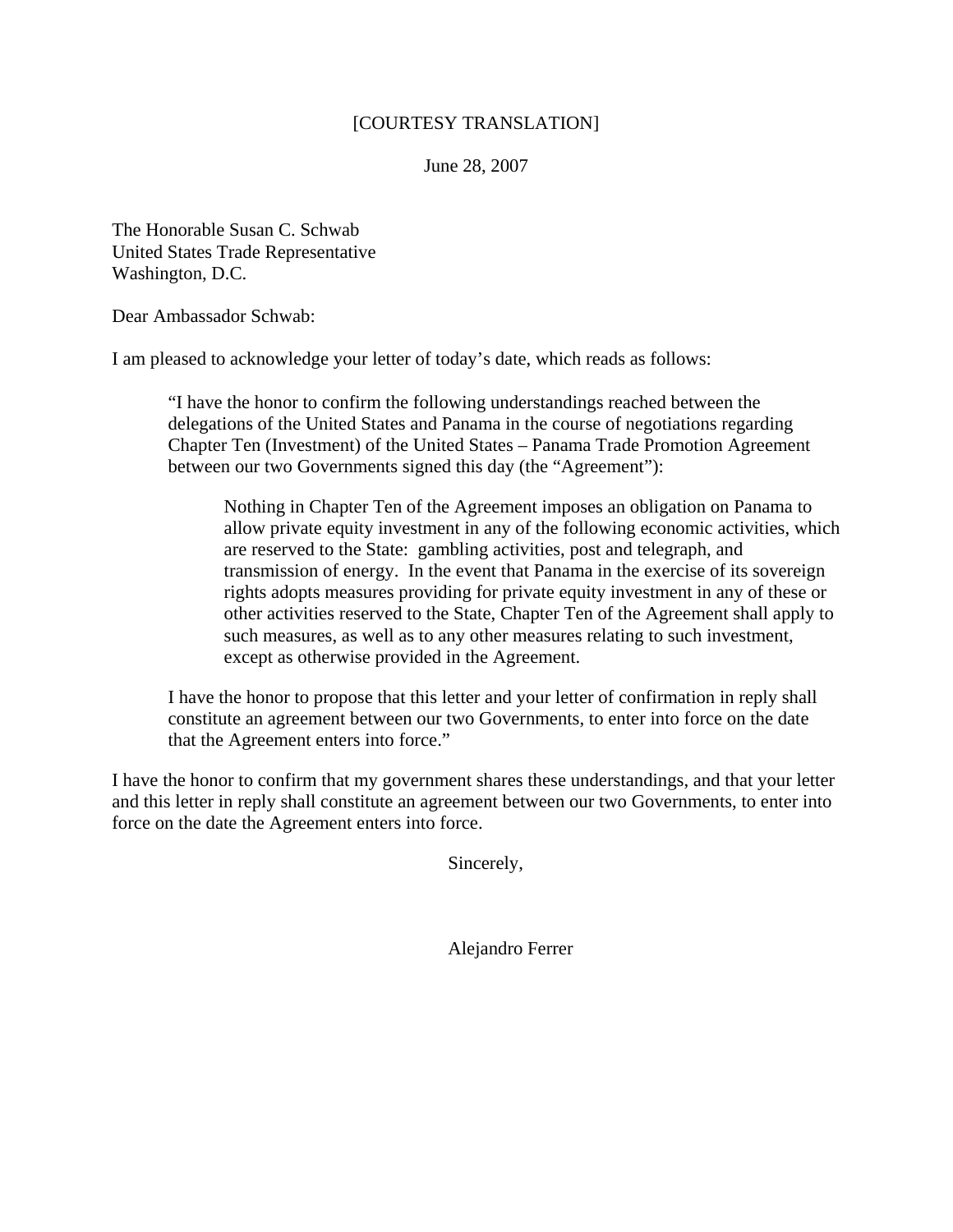[COURTESY TRANSLATION]

June 28, 2007

The Honorable Susan C. Schwab
United States Trade Representative
Washington, D.C.

Dear Ambassador Schwab:

I am pleased to acknowledge your letter of today's date, which reads as follows:

> "I have the honor to confirm the following understandings reached between the delegations of the United States and Panama in the course of negotiations regarding Chapter Ten (Investment) of the United States – Panama Trade Promotion Agreement between our two Governments signed this day (the "Agreement"):
>
> > Nothing in Chapter Ten of the Agreement imposes an obligation on Panama to allow private equity investment in any of the following economic activities, which are reserved to the State: gambling activities, post and telegraph, and transmission of energy. In the event that Panama in the exercise of its sovereign rights adopts measures providing for private equity investment in any of these or other activities reserved to the State, Chapter Ten of the Agreement shall apply to such measures, as well as to any other measures relating to such investment, except as otherwise provided in the Agreement.
>
> I have the honor to propose that this letter and your letter of confirmation in reply shall constitute an agreement between our two Governments, to enter into force on the date that the Agreement enters into force."

I have the honor to confirm that my government shares these understandings, and that your letter and this letter in reply shall constitute an agreement between our two Governments, to enter into force on the date the Agreement enters into force.

Sincerely,

Alejandro Ferrer